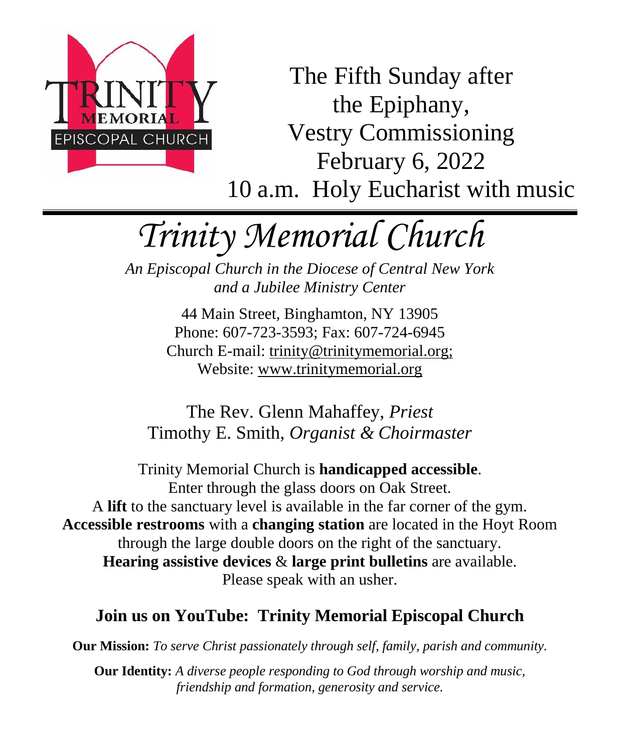TRINITY MEMORIAL EPISCOPAL CHURCH

The Fifth Sunday after the Epiphany,
Vestry Commissioning
February 6, 2022
10 a.m. Holy Eucharist with music

---

# *Trinity Memorial Church*

*An Episcopal Church in the Diocese of Central New York and a Jubilee Ministry Center*

44 Main Street, Binghamton, NY 13905
Phone: 607-723-3593; Fax: 607-724-6945
Church E-mail: trinity@trinitymemorial.org;
Website: www.trinitymemorial.org

The Rev. Glenn Mahaffey, *Priest*
Timothy E. Smith, *Organist & Choirmaster*

Trinity Memorial Church is **handicapped accessible**.
Enter through the glass doors on Oak Street.
A **lift** to the sanctuary level is available in the far corner of the gym.
**Accessible restrooms** with a **changing station** are located in the Hoyt Room through the large double doors on the right of the sanctuary.
**Hearing assistive devices** & **large print bulletins** are available.
Please speak with an usher.

## Join us on YouTube: Trinity Memorial Episcopal Church

**Our Mission:** *To serve Christ passionately through self, family, parish and community.*

**Our Identity:** *A diverse people responding to God through worship and music, friendship and formation, generosity and service.*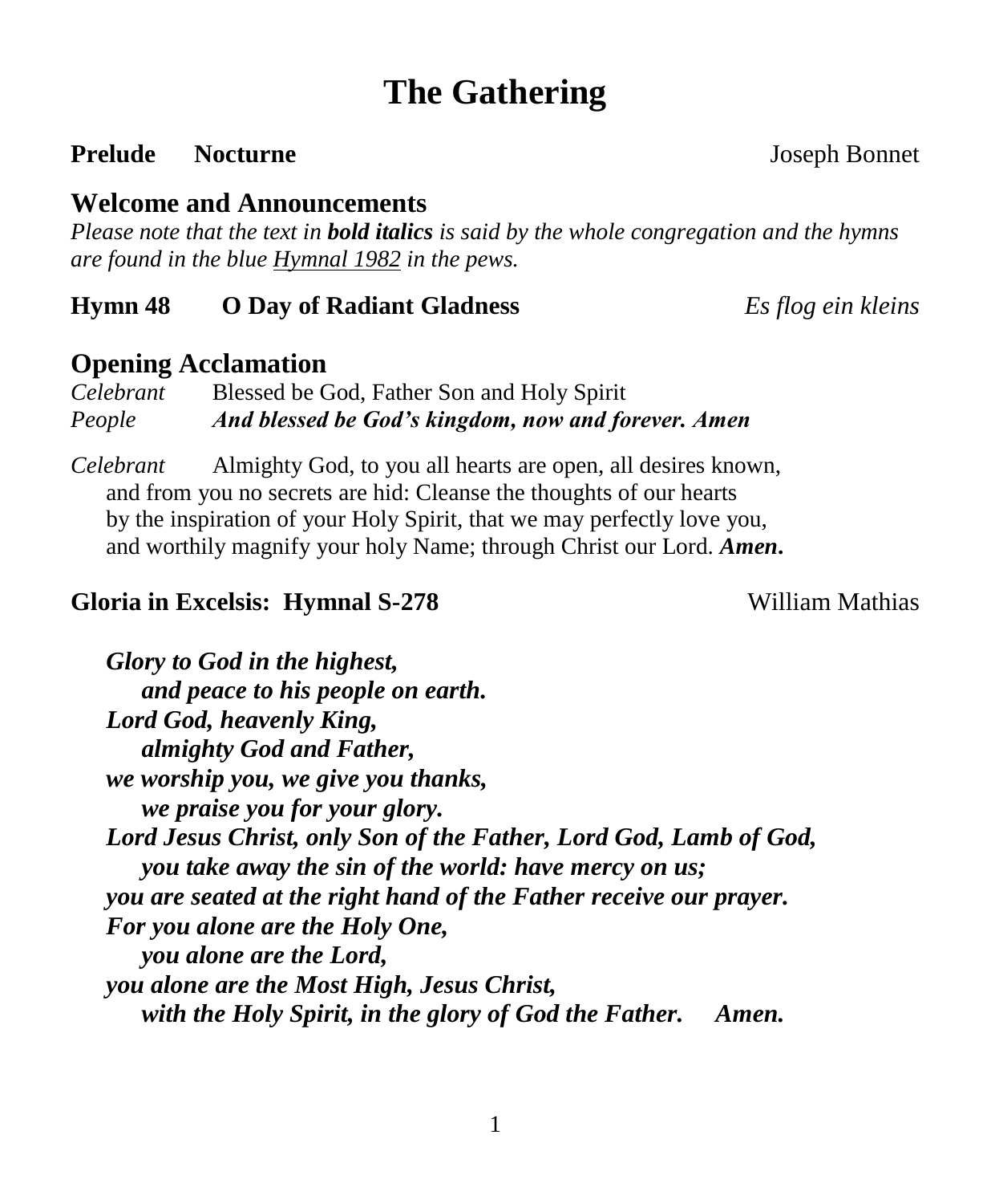# The Gathering

**Prelude  Nocturne** Joseph Bonnet

## Welcome and Announcements

*Please note that the text in* ***bold italics*** *is said by the whole congregation and the hymns are found in the blue* *Hymnal 1982* *in the pews.*

**Hymn 48  O Day of Radiant Gladness** *Es flog ein kleins*

## Opening Acclamation

*Celebrant* Blessed be God, Father Son and Holy Spirit
*People* ***And blessed be God's kingdom, now and forever. Amen***

*Celebrant* Almighty God, to you all hearts are open, all desires known, and from you no secrets are hid: Cleanse the thoughts of our hearts by the inspiration of your Holy Spirit, that we may perfectly love you, and worthily magnify your holy Name; through Christ our Lord. ***Amen.***

**Gloria in Excelsis: Hymnal S-278** William Mathias

***Glory to God in the highest,***
***and peace to his people on earth.***
***Lord God, heavenly King,***
***almighty God and Father,***
***we worship you, we give you thanks,***
***we praise you for your glory.***
***Lord Jesus Christ, only Son of the Father, Lord God, Lamb of God,***
***you take away the sin of the world: have mercy on us;***
***you are seated at the right hand of the Father receive our prayer.***
***For you alone are the Holy One,***
***you alone are the Lord,***
***you alone are the Most High, Jesus Christ,***
***with the Holy Spirit, in the glory of God the Father. Amen.***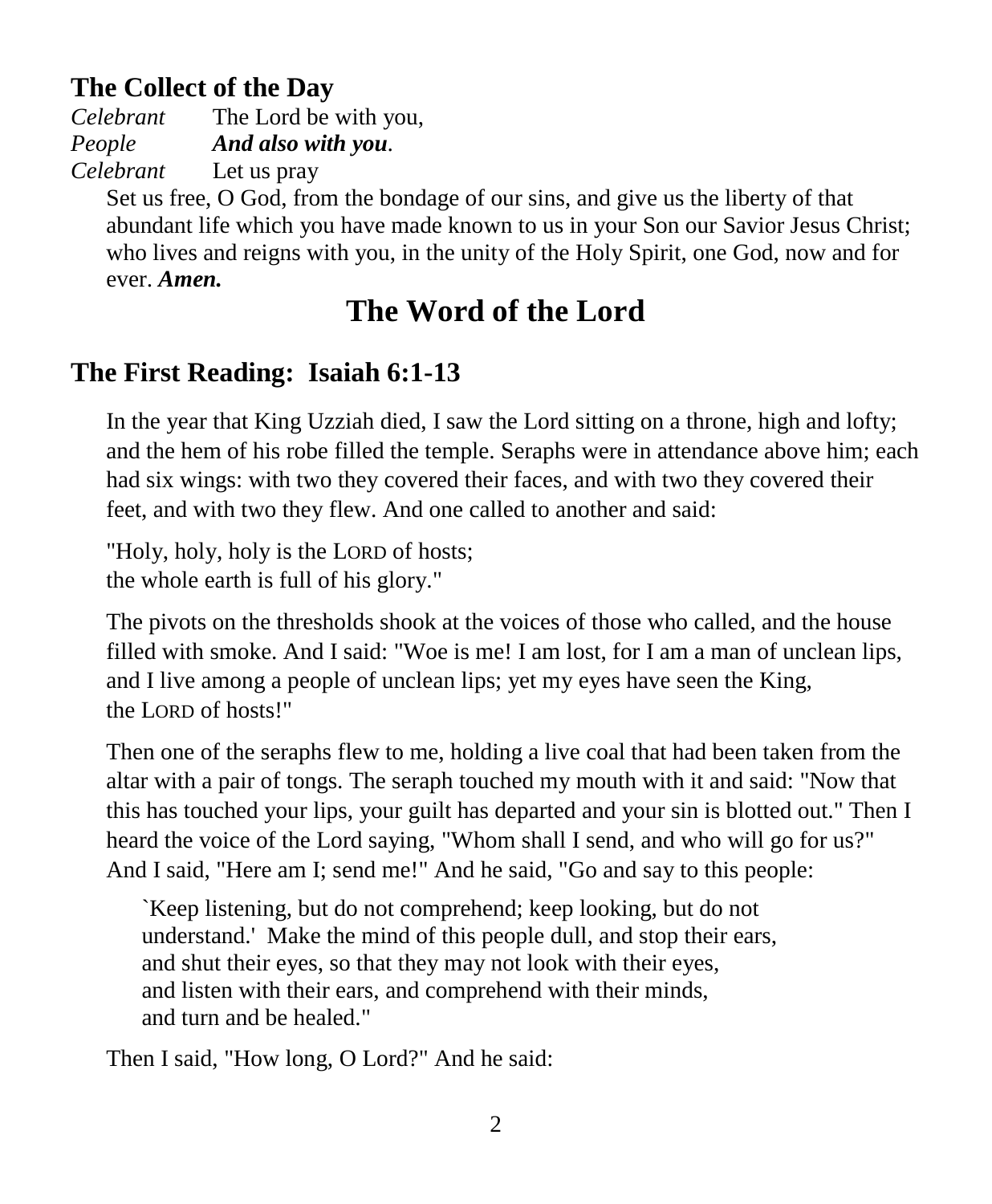## The Collect of the Day

*Celebrant* The Lord be with you,
*People* ***And also with you*.**
*Celebrant* Let us pray

Set us free, O God, from the bondage of our sins, and give us the liberty of that abundant life which you have made known to us in your Son our Savior Jesus Christ; who lives and reigns with you, in the unity of the Holy Spirit, one God, now and for ever. ***Amen.***

# The Word of the Lord

## The First Reading: Isaiah 6:1-13

In the year that King Uzziah died, I saw the Lord sitting on a throne, high and lofty; and the hem of his robe filled the temple. Seraphs were in attendance above him; each had six wings: with two they covered their faces, and with two they covered their feet, and with two they flew. And one called to another and said:

"Holy, holy, holy is the LORD of hosts;
the whole earth is full of his glory."

The pivots on the thresholds shook at the voices of those who called, and the house filled with smoke. And I said: "Woe is me! I am lost, for I am a man of unclean lips, and I live among a people of unclean lips; yet my eyes have seen the King, the LORD of hosts!"

Then one of the seraphs flew to me, holding a live coal that had been taken from the altar with a pair of tongs. The seraph touched my mouth with it and said: "Now that this has touched your lips, your guilt has departed and your sin is blotted out." Then I heard the voice of the Lord saying, "Whom shall I send, and who will go for us?" And I said, "Here am I; send me!" And he said, "Go and say to this people:

> `Keep listening, but do not comprehend; keep looking, but do not understand.' Make the mind of this people dull, and stop their ears, and shut their eyes, so that they may not look with their eyes, and listen with their ears, and comprehend with their minds, and turn and be healed."

Then I said, "How long, O Lord?" And he said: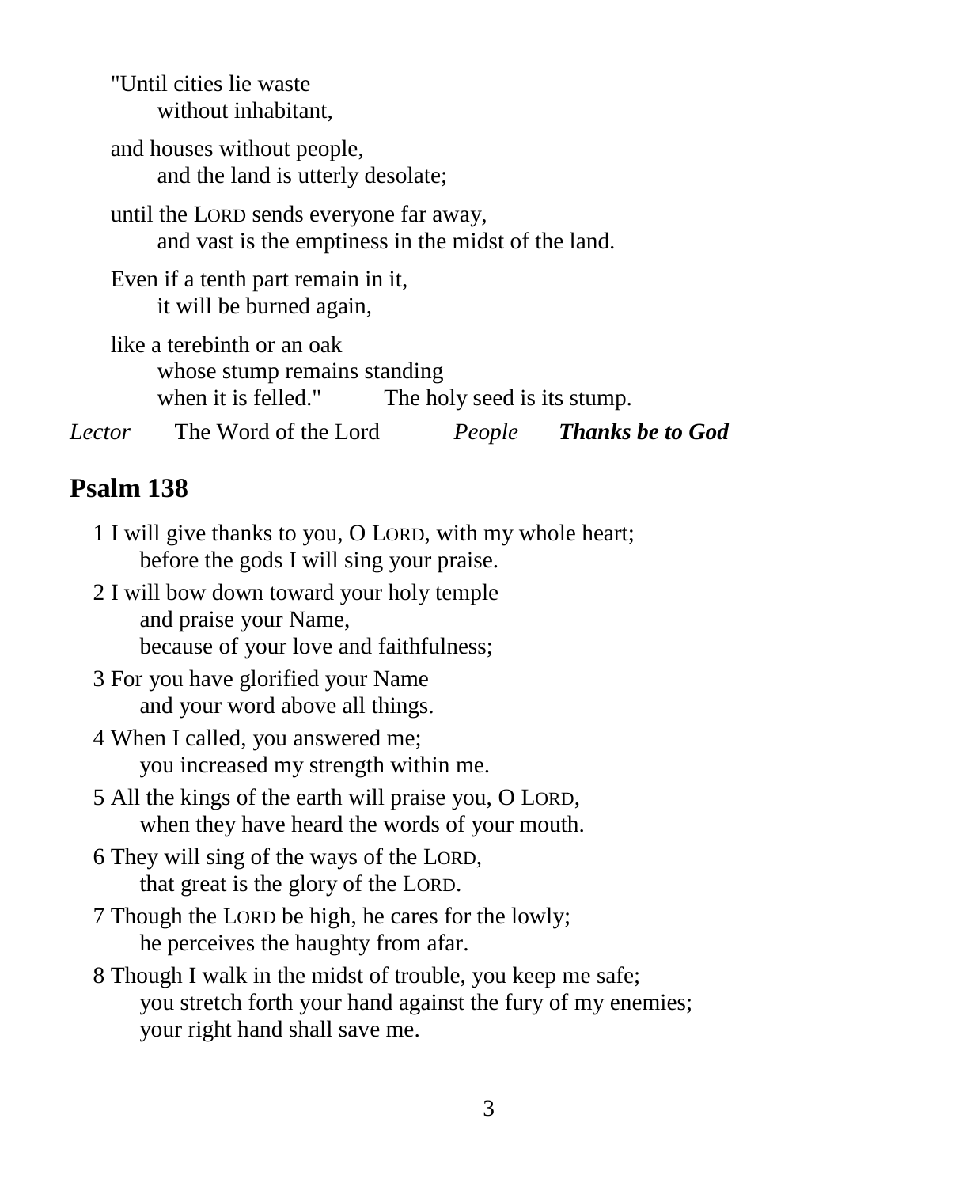"Until cities lie waste
without inhabitant,

and houses without people,
and the land is utterly desolate;

until the LORD sends everyone far away,
and vast is the emptiness in the midst of the land.

Even if a tenth part remain in it,
it will be burned again,

like a terebinth or an oak
whose stump remains standing
when it is felled." The holy seed is its stump.

*Lector* The Word of the Lord *People* ***Thanks be to God***

## Psalm 138

1 I will give thanks to you, O LORD, with my whole heart;
before the gods I will sing your praise.

2 I will bow down toward your holy temple
and praise your Name,
because of your love and faithfulness;

3 For you have glorified your Name
and your word above all things.

4 When I called, you answered me;
you increased my strength within me.

5 All the kings of the earth will praise you, O LORD,
when they have heard the words of your mouth.

6 They will sing of the ways of the LORD,
that great is the glory of the LORD.

7 Though the LORD be high, he cares for the lowly;
he perceives the haughty from afar.

8 Though I walk in the midst of trouble, you keep me safe;
you stretch forth your hand against the fury of my enemies;
your right hand shall save me.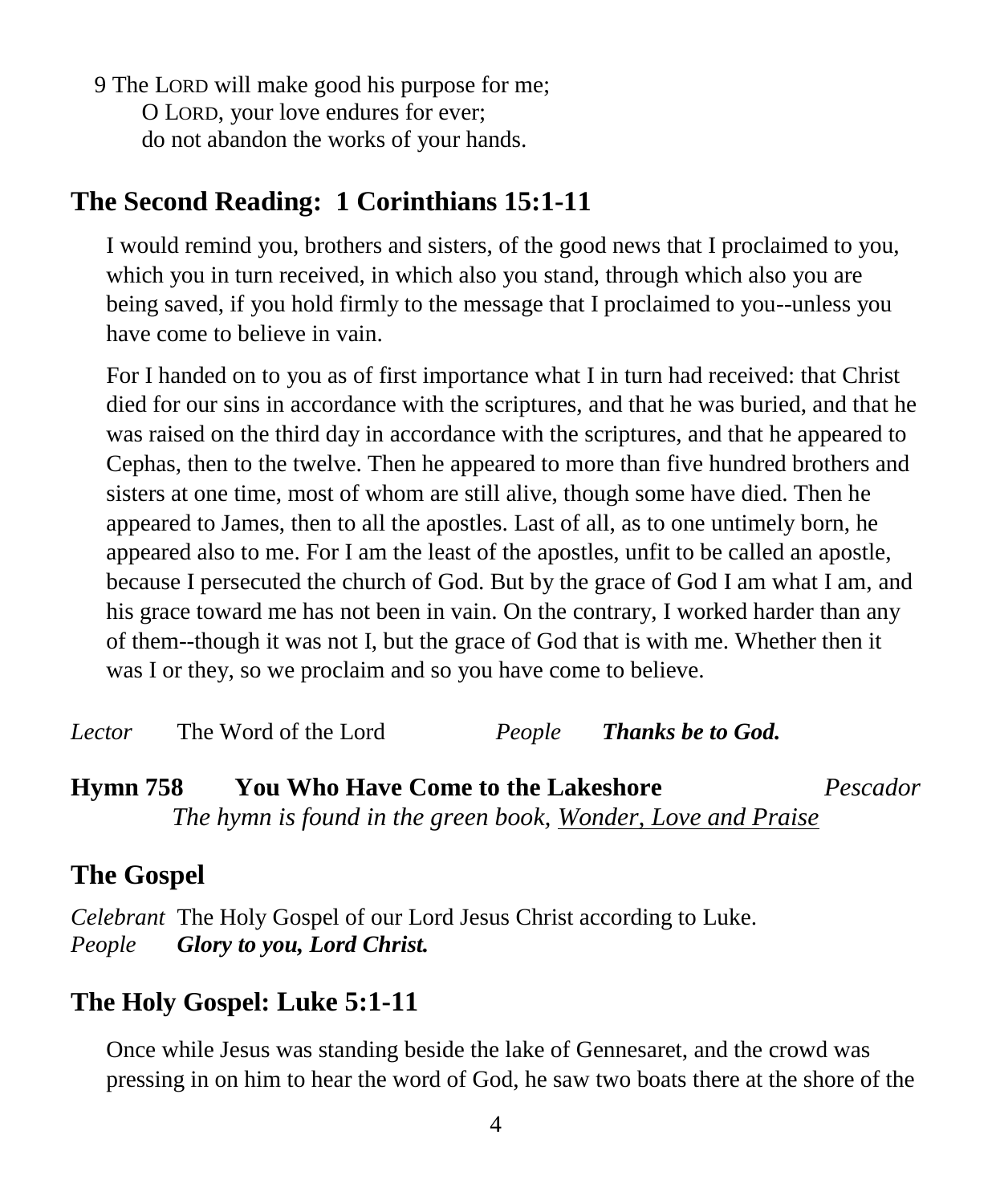9 The LORD will make good his purpose for me;
  O LORD, your love endures for ever;
  do not abandon the works of your hands.

## The Second Reading: 1 Corinthians 15:1-11

I would remind you, brothers and sisters, of the good news that I proclaimed to you, which you in turn received, in which also you stand, through which also you are being saved, if you hold firmly to the message that I proclaimed to you--unless you have come to believe in vain.

For I handed on to you as of first importance what I in turn had received: that Christ died for our sins in accordance with the scriptures, and that he was buried, and that he was raised on the third day in accordance with the scriptures, and that he appeared to Cephas, then to the twelve. Then he appeared to more than five hundred brothers and sisters at one time, most of whom are still alive, though some have died. Then he appeared to James, then to all the apostles. Last of all, as to one untimely born, he appeared also to me. For I am the least of the apostles, unfit to be called an apostle, because I persecuted the church of God. But by the grace of God I am what I am, and his grace toward me has not been in vain. On the contrary, I worked harder than any of them--though it was not I, but the grace of God that is with me. Whether then it was I or they, so we proclaim and so you have come to believe.

*Lector* The Word of the Lord *People* ***Thanks be to God.***

**Hymn 758 You Who Have Come to the Lakeshore** *Pescador*
*The hymn is found in the green book, Wonder, Love and Praise*

## The Gospel

*Celebrant* The Holy Gospel of our Lord Jesus Christ according to Luke.
*People* ***Glory to you, Lord Christ.***

## The Holy Gospel: Luke 5:1-11

Once while Jesus was standing beside the lake of Gennesaret, and the crowd was pressing in on him to hear the word of God, he saw two boats there at the shore of the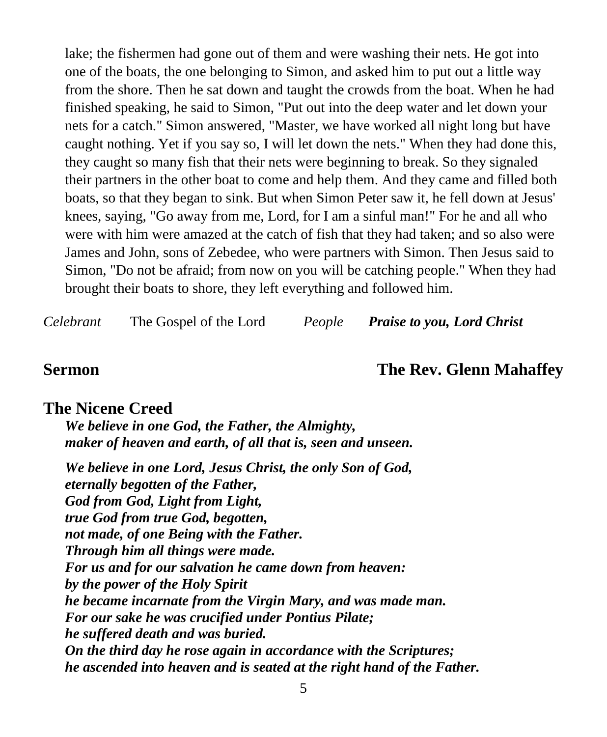lake; the fishermen had gone out of them and were washing their nets. He got into one of the boats, the one belonging to Simon, and asked him to put out a little way from the shore. Then he sat down and taught the crowds from the boat. When he had finished speaking, he said to Simon, "Put out into the deep water and let down your nets for a catch." Simon answered, "Master, we have worked all night long but have caught nothing. Yet if you say so, I will let down the nets." When they had done this, they caught so many fish that their nets were beginning to break. So they signaled their partners in the other boat to come and help them. And they came and filled both boats, so that they began to sink. But when Simon Peter saw it, he fell down at Jesus' knees, saying, "Go away from me, Lord, for I am a sinful man!" For he and all who were with him were amazed at the catch of fish that they had taken; and so also were James and John, sons of Zebedee, who were partners with Simon. Then Jesus said to Simon, "Do not be afraid; from now on you will be catching people." When they had brought their boats to shore, they left everything and followed him.

*Celebrant* The Gospel of the Lord *People* ***Praise to you, Lord Christ***

**Sermon** **The Rev. Glenn Mahaffey**

## The Nicene Creed

***We believe in one God, the Father, the Almighty,***
***maker of heaven and earth, of all that is, seen and unseen.***

***We believe in one Lord, Jesus Christ, the only Son of God,***
***eternally begotten of the Father,***
***God from God, Light from Light,***
***true God from true God, begotten,***
***not made, of one Being with the Father.***
***Through him all things were made.***
***For us and for our salvation he came down from heaven:***
***by the power of the Holy Spirit***
***he became incarnate from the Virgin Mary, and was made man.***
***For our sake he was crucified under Pontius Pilate;***
***he suffered death and was buried.***
***On the third day he rose again in accordance with the Scriptures;***
***he ascended into heaven and is seated at the right hand of the Father.***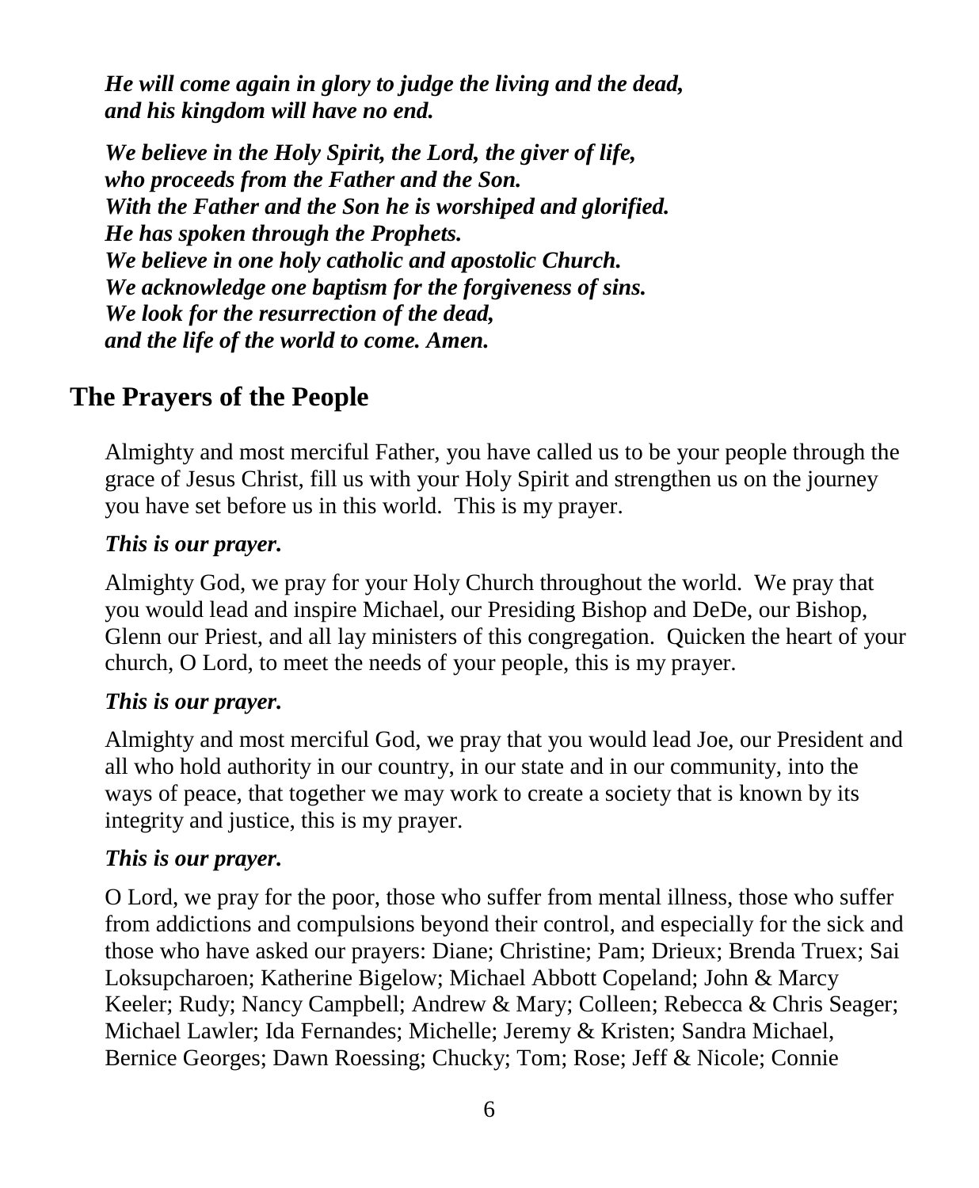***He will come again in glory to judge the living and the dead,***
***and his kingdom will have no end.***

***We believe in the Holy Spirit, the Lord, the giver of life,***
***who proceeds from the Father and the Son.***
***With the Father and the Son he is worshiped and glorified.***
***He has spoken through the Prophets.***
***We believe in one holy catholic and apostolic Church.***
***We acknowledge one baptism for the forgiveness of sins.***
***We look for the resurrection of the dead,***
***and the life of the world to come. Amen.***

## The Prayers of the People

Almighty and most merciful Father, you have called us to be your people through the grace of Jesus Christ, fill us with your Holy Spirit and strengthen us on the journey you have set before us in this world. This is my prayer.

***This is our prayer.***

Almighty God, we pray for your Holy Church throughout the world. We pray that you would lead and inspire Michael, our Presiding Bishop and DeDe, our Bishop, Glenn our Priest, and all lay ministers of this congregation. Quicken the heart of your church, O Lord, to meet the needs of your people, this is my prayer.

***This is our prayer.***

Almighty and most merciful God, we pray that you would lead Joe, our President and all who hold authority in our country, in our state and in our community, into the ways of peace, that together we may work to create a society that is known by its integrity and justice, this is my prayer.

***This is our prayer.***

O Lord, we pray for the poor, those who suffer from mental illness, those who suffer from addictions and compulsions beyond their control, and especially for the sick and those who have asked our prayers: Diane; Christine; Pam; Drieux; Brenda Truex; Sai Loksupcharoen; Katherine Bigelow; Michael Abbott Copeland; John & Marcy Keeler; Rudy; Nancy Campbell; Andrew & Mary; Colleen; Rebecca & Chris Seager; Michael Lawler; Ida Fernandes; Michelle; Jeremy & Kristen; Sandra Michael, Bernice Georges; Dawn Roessing; Chucky; Tom; Rose; Jeff & Nicole; Connie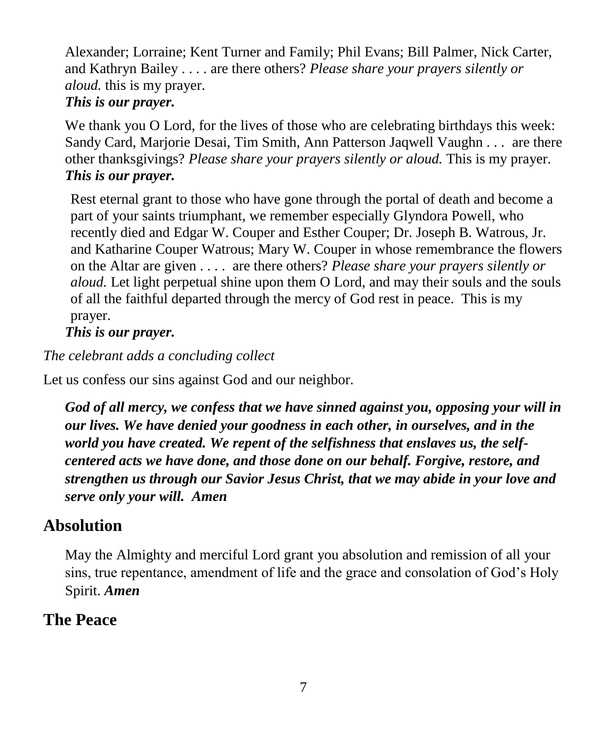Alexander; Lorraine; Kent Turner and Family; Phil Evans; Bill Palmer, Nick Carter, and Kathryn Bailey . . . . are there others? *Please share your prayers silently or aloud.* this is my prayer.
***This is our prayer.***

We thank you O Lord, for the lives of those who are celebrating birthdays this week: Sandy Card, Marjorie Desai, Tim Smith, Ann Patterson Jaqwell Vaughn . . . are there other thanksgivings? *Please share your prayers silently or aloud.* This is my prayer.
***This is our prayer.***

Rest eternal grant to those who have gone through the portal of death and become a part of your saints triumphant, we remember especially Glyndora Powell, who recently died and Edgar W. Couper and Esther Couper; Dr. Joseph B. Watrous, Jr. and Katharine Couper Watrous; Mary W. Couper in whose remembrance the flowers on the Altar are given . . . . are there others? *Please share your prayers silently or aloud.* Let light perpetual shine upon them O Lord, and may their souls and the souls of all the faithful departed through the mercy of God rest in peace. This is my prayer.
***This is our prayer.***

*The celebrant adds a concluding collect*

Let us confess our sins against God and our neighbor.

***God of all mercy, we confess that we have sinned against you, opposing your will in our lives. We have denied your goodness in each other, in ourselves, and in the world you have created. We repent of the selfishness that enslaves us, the self-centered acts we have done, and those done on our behalf. Forgive, restore, and strengthen us through our Savior Jesus Christ, that we may abide in your love and serve only your will. Amen***

## Absolution

May the Almighty and merciful Lord grant you absolution and remission of all your sins, true repentance, amendment of life and the grace and consolation of God's Holy Spirit. ***Amen***

## The Peace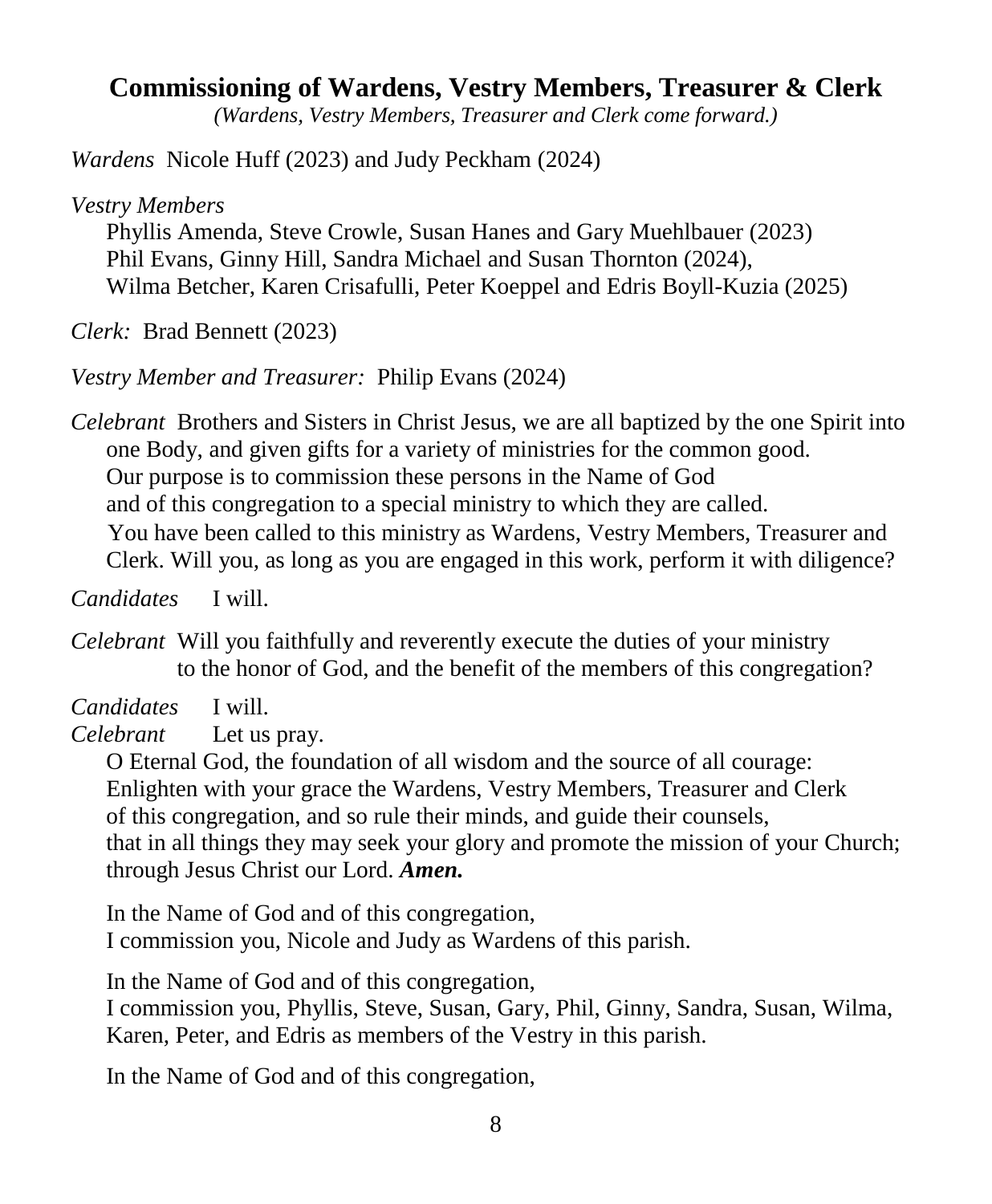## Commissioning of Wardens, Vestry Members, Treasurer & Clerk

*(Wardens, Vestry Members, Treasurer and Clerk come forward.)*

*Wardens* Nicole Huff (2023) and Judy Peckham (2024)

*Vestry Members*
Phyllis Amenda, Steve Crowle, Susan Hanes and Gary Muehlbauer (2023)
Phil Evans, Ginny Hill, Sandra Michael and Susan Thornton (2024),
Wilma Betcher, Karen Crisafulli, Peter Koeppel and Edris Boyll-Kuzia (2025)

*Clerk:* Brad Bennett (2023)

*Vestry Member and Treasurer:* Philip Evans (2024)

*Celebrant* Brothers and Sisters in Christ Jesus, we are all baptized by the one Spirit into one Body, and given gifts for a variety of ministries for the common good.
Our purpose is to commission these persons in the Name of God
and of this congregation to a special ministry to which they are called.
You have been called to this ministry as Wardens, Vestry Members, Treasurer and Clerk. Will you, as long as you are engaged in this work, perform it with diligence?

*Candidates* I will.

*Celebrant* Will you faithfully and reverently execute the duties of your ministry to the honor of God, and the benefit of the members of this congregation?

*Candidates* I will.
*Celebrant* Let us pray.
O Eternal God, the foundation of all wisdom and the source of all courage:
Enlighten with your grace the Wardens, Vestry Members, Treasurer and Clerk
of this congregation, and so rule their minds, and guide their counsels,
that in all things they may seek your glory and promote the mission of your Church;
through Jesus Christ our Lord. ***Amen.***

In the Name of God and of this congregation,
I commission you, Nicole and Judy as Wardens of this parish.

In the Name of God and of this congregation,
I commission you, Phyllis, Steve, Susan, Gary, Phil, Ginny, Sandra, Susan, Wilma, Karen, Peter, and Edris as members of the Vestry in this parish.

In the Name of God and of this congregation,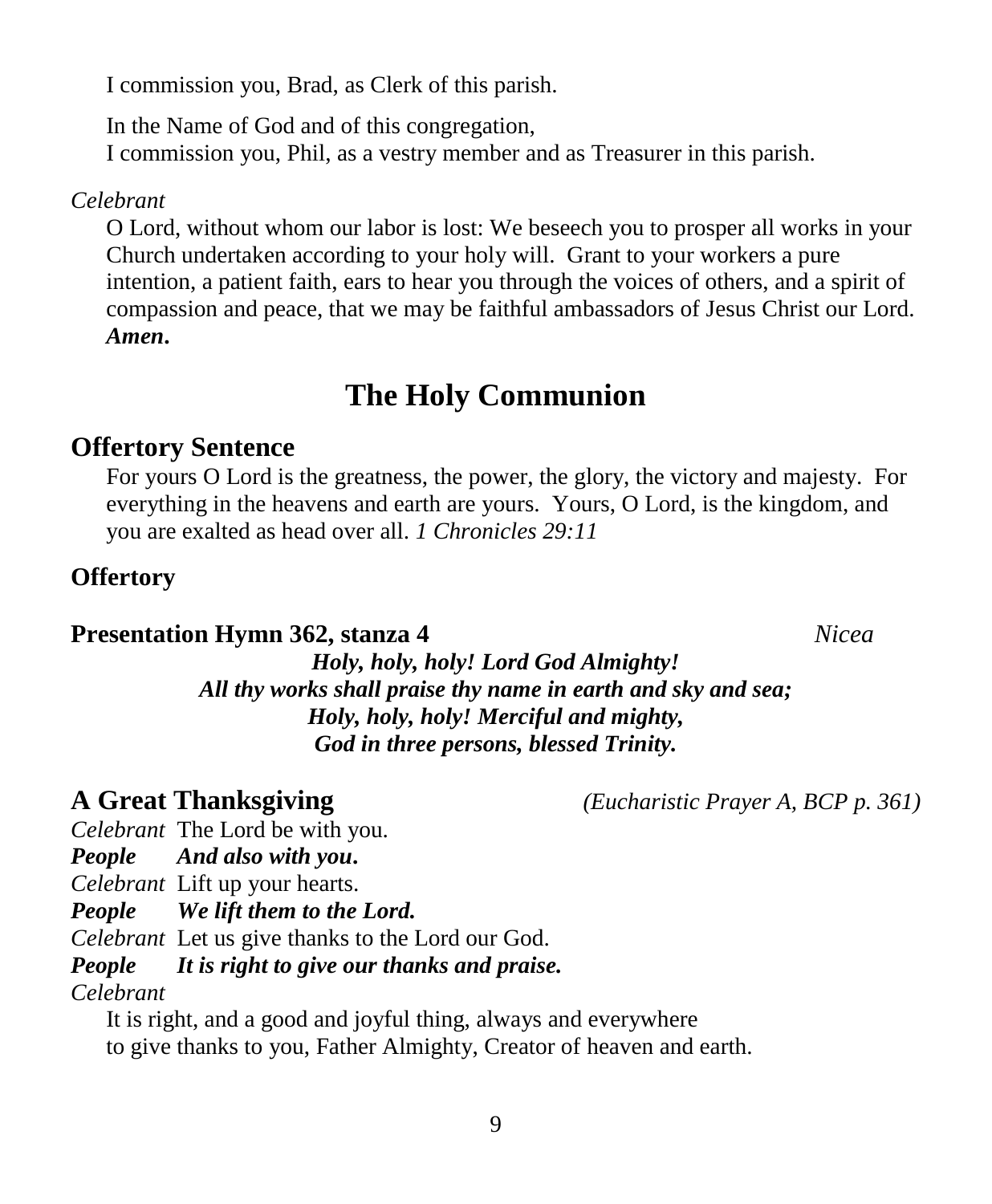I commission you, Brad, as Clerk of this parish.

In the Name of God and of this congregation,
I commission you, Phil, as a vestry member and as Treasurer in this parish.

*Celebrant*

O Lord, without whom our labor is lost: We beseech you to prosper all works in your Church undertaken according to your holy will. Grant to your workers a pure intention, a patient faith, ears to hear you through the voices of others, and a spirit of compassion and peace, that we may be faithful ambassadors of Jesus Christ our Lord. ***Amen*.**

# The Holy Communion

## Offertory Sentence

For yours O Lord is the greatness, the power, the glory, the victory and majesty. For everything in the heavens and earth are yours. Yours, O Lord, is the kingdom, and you are exalted as head over all. *1 Chronicles 29:11*

### Offertory

### Presentation Hymn 362, stanza 4 *Nicea*

***Holy, holy, holy! Lord God Almighty!***
***All thy works shall praise thy name in earth and sky and sea;***
***Holy, holy, holy! Merciful and mighty,***
***God in three persons, blessed Trinity.***

## A Great Thanksgiving *(Eucharistic Prayer A, BCP p. 361)*

*Celebrant* The Lord be with you.
***People And also with you*.**
*Celebrant* Lift up your hearts.
***People We lift them to the Lord.***
*Celebrant* Let us give thanks to the Lord our God.
***People It is right to give our thanks and praise.***
*Celebrant*

It is right, and a good and joyful thing, always and everywhere
to give thanks to you, Father Almighty, Creator of heaven and earth.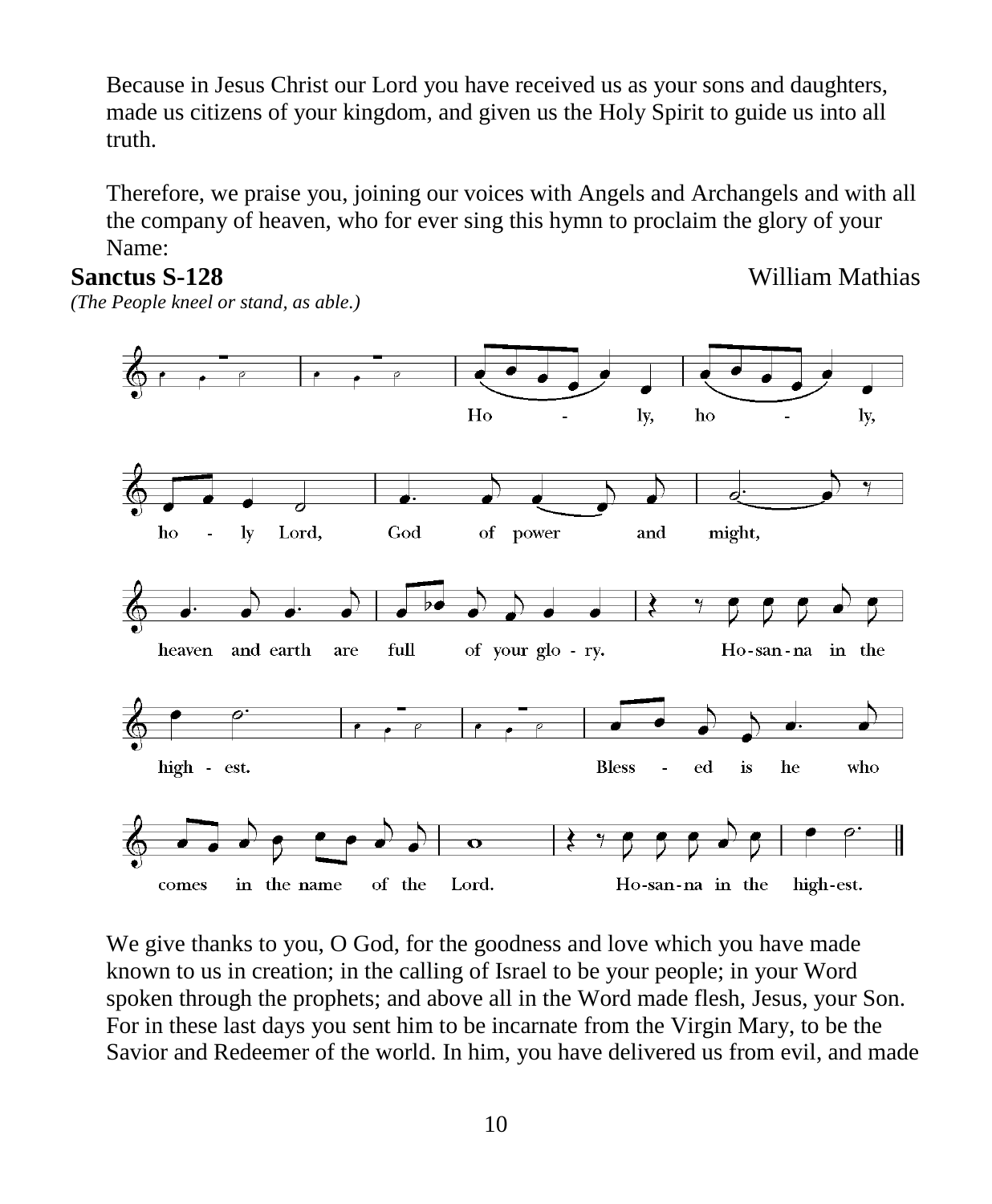Because in Jesus Christ our Lord you have received us as your sons and daughters, made us citizens of your kingdom, and given us the Holy Spirit to guide us into all truth.

Therefore, we praise you, joining our voices with Angels and Archangels and with all the company of heaven, who for ever sing this hymn to proclaim the glory of your Name:

**Sanctus S-128** William Mathias

*(The People kneel or stand, as able.)*

Holy, holy, holy Lord, God of power and might, heaven and earth are full of your glory. Hosanna in the highest. Blessed is he who comes in the name of the Lord. Hosanna in the highest.

We give thanks to you, O God, for the goodness and love which you have made known to us in creation; in the calling of Israel to be your people; in your Word spoken through the prophets; and above all in the Word made flesh, Jesus, your Son. For in these last days you sent him to be incarnate from the Virgin Mary, to be the Savior and Redeemer of the world. In him, you have delivered us from evil, and made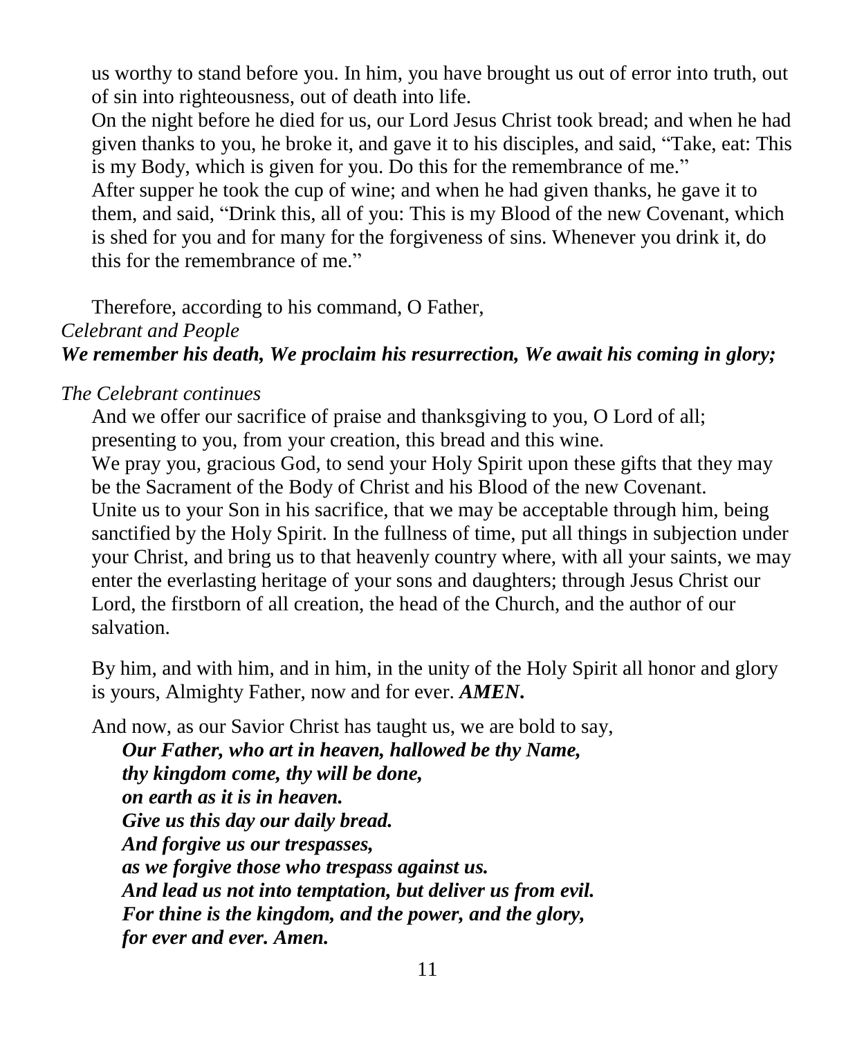us worthy to stand before you. In him, you have brought us out of error into truth, out of sin into righteousness, out of death into life.
On the night before he died for us, our Lord Jesus Christ took bread; and when he had given thanks to you, he broke it, and gave it to his disciples, and said, "Take, eat: This is my Body, which is given for you. Do this for the remembrance of me."
After supper he took the cup of wine; and when he had given thanks, he gave it to them, and said, "Drink this, all of you: This is my Blood of the new Covenant, which is shed for you and for many for the forgiveness of sins. Whenever you drink it, do this for the remembrance of me."

Therefore, according to his command, O Father,

*Celebrant and People*

***We remember his death, We proclaim his resurrection, We await his coming in glory;***

*The Celebrant continues*

And we offer our sacrifice of praise and thanksgiving to you, O Lord of all; presenting to you, from your creation, this bread and this wine.
We pray you, gracious God, to send your Holy Spirit upon these gifts that they may be the Sacrament of the Body of Christ and his Blood of the new Covenant.
Unite us to your Son in his sacrifice, that we may be acceptable through him, being sanctified by the Holy Spirit. In the fullness of time, put all things in subjection under your Christ, and bring us to that heavenly country where, with all your saints, we may enter the everlasting heritage of your sons and daughters; through Jesus Christ our Lord, the firstborn of all creation, the head of the Church, and the author of our salvation.

By him, and with him, and in him, in the unity of the Holy Spirit all honor and glory is yours, Almighty Father, now and for ever. ***AMEN.***

And now, as our Savior Christ has taught us, we are bold to say,

***Our Father, who art in heaven, hallowed be thy Name,***
***thy kingdom come, thy will be done,***
***on earth as it is in heaven.***
***Give us this day our daily bread.***
***And forgive us our trespasses,***
***as we forgive those who trespass against us.***
***And lead us not into temptation, but deliver us from evil.***
***For thine is the kingdom, and the power, and the glory,***
***for ever and ever. Amen.***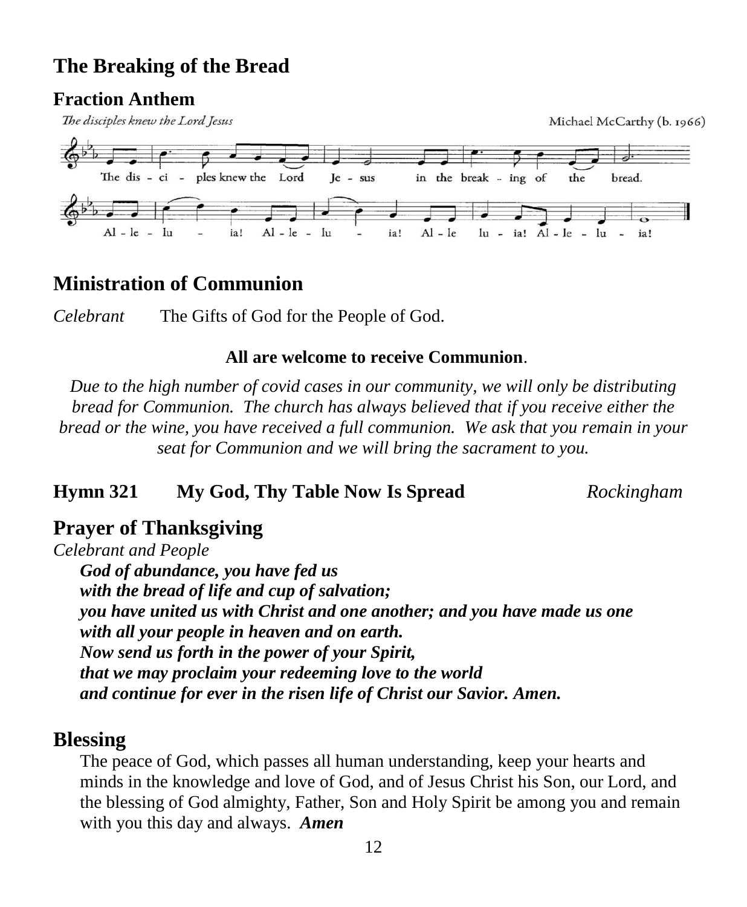## The Breaking of the Bread

### Fraction Anthem

*The disciples knew the Lord Jesus* — Michael McCarthy (b. 1966)

The dis - ci - ples knew the Lord Je - sus in the break - ing of the bread.
Al - le - lu - ia! Al - le - lu - ia! Al - le lu - ia! Al - le - lu - ia!

## Ministration of Communion

*Celebrant* The Gifts of God for the People of God.

**All are welcome to receive Communion**.

*Due to the high number of covid cases in our community, we will only be distributing bread for Communion. The church has always believed that if you receive either the bread or the wine, you have received a full communion. We ask that you remain in your seat for Communion and we will bring the sacrament to you.*

**Hymn 321 My God, Thy Table Now Is Spread** *Rockingham*

## Prayer of Thanksgiving

*Celebrant and People*

***God of abundance, you have fed us***
***with the bread of life and cup of salvation;***
***you have united us with Christ and one another; and you have made us one***
***with all your people in heaven and on earth.***
***Now send us forth in the power of your Spirit,***
***that we may proclaim your redeeming love to the world***
***and continue for ever in the risen life of Christ our Savior. Amen.***

## Blessing

The peace of God, which passes all human understanding, keep your hearts and minds in the knowledge and love of God, and of Jesus Christ his Son, our Lord, and the blessing of God almighty, Father, Son and Holy Spirit be among you and remain with you this day and always. ***Amen***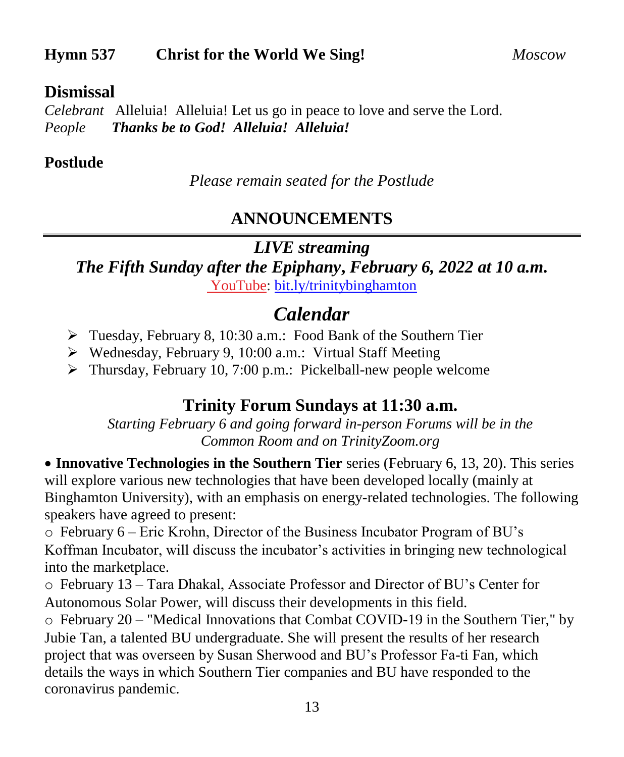**Hymn 537 Christ for the World We Sing!** *Moscow*

## Dismissal

*Celebrant* Alleluia! Alleluia! Let us go in peace to love and serve the Lord.
*People* ***Thanks be to God! Alleluia! Alleluia!***

## Postlude

*Please remain seated for the Postlude*

## ANNOUNCEMENTS

***LIVE streaming***

***The Fifth Sunday after the Epiphany, February 6, 2022 at 10 a.m.***

YouTube: bit.ly/trinitybinghamton

## *Calendar*

- Tuesday, February 8, 10:30 a.m.: Food Bank of the Southern Tier
- Wednesday, February 9, 10:00 a.m.: Virtual Staff Meeting
- Thursday, February 10, 7:00 p.m.: Pickelball-new people welcome

### Trinity Forum Sundays at 11:30 a.m.

*Starting February 6 and going forward in-person Forums will be in the Common Room and on TrinityZoom.org*

- **Innovative Technologies in the Southern Tier** series (February 6, 13, 20). This series will explore various new technologies that have been developed locally (mainly at Binghamton University), with an emphasis on energy-related technologies. The following speakers have agreed to present:

  - February 6 – Eric Krohn, Director of the Business Incubator Program of BU's Koffman Incubator, will discuss the incubator's activities in bringing new technological into the marketplace.
  - February 13 – Tara Dhakal, Associate Professor and Director of BU's Center for Autonomous Solar Power, will discuss their developments in this field.
  - February 20 – "Medical Innovations that Combat COVID-19 in the Southern Tier," by Jubie Tan, a talented BU undergraduate. She will present the results of her research project that was overseen by Susan Sherwood and BU's Professor Fa-ti Fan, which details the ways in which Southern Tier companies and BU have responded to the coronavirus pandemic.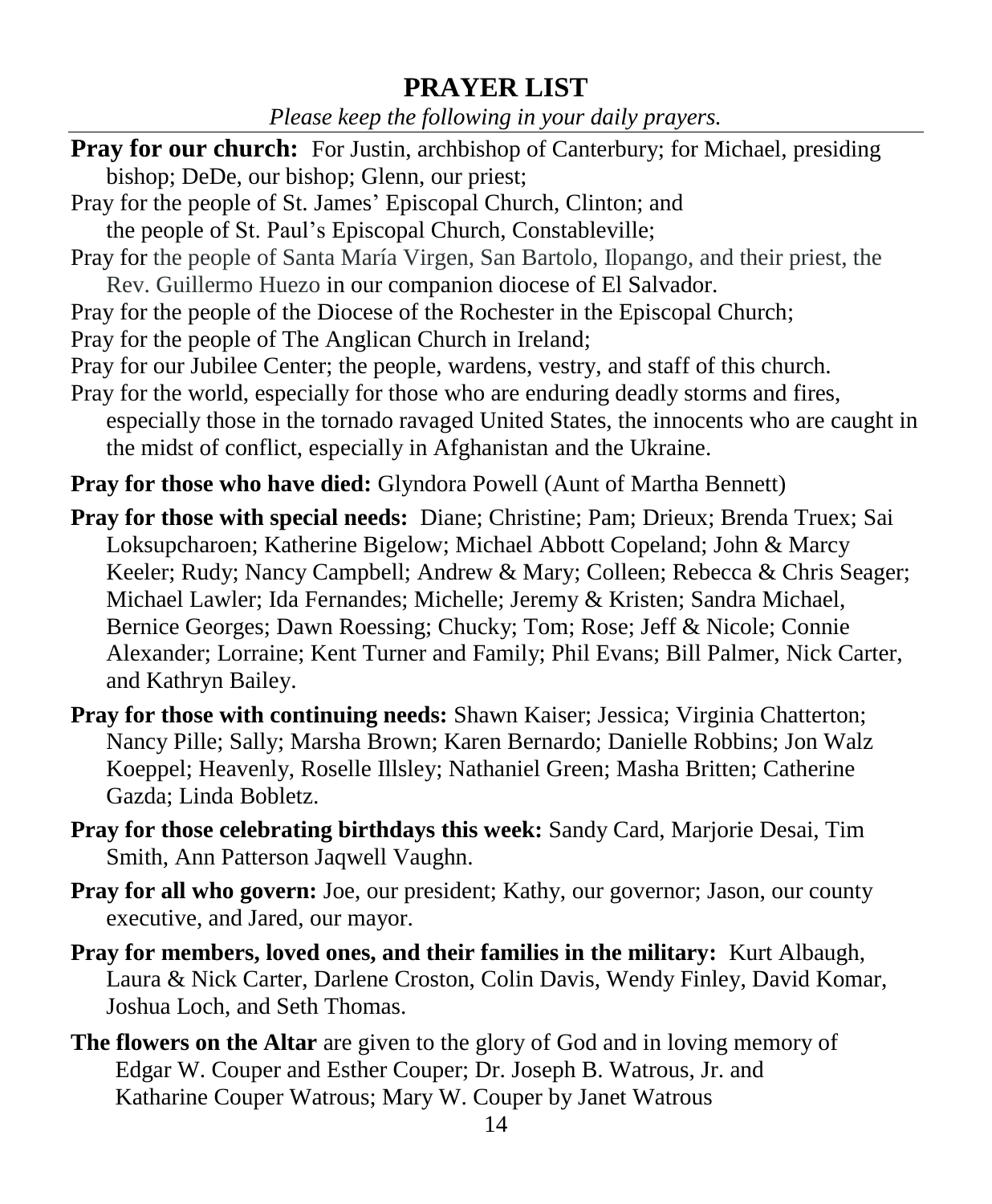## PRAYER LIST

*Please keep the following in your daily prayers.*

**Pray for our church:** For Justin, archbishop of Canterbury; for Michael, presiding bishop; DeDe, our bishop; Glenn, our priest;

Pray for the people of St. James' Episcopal Church, Clinton; and the people of St. Paul's Episcopal Church, Constableville;

Pray for the people of Santa María Virgen, San Bartolo, Ilopango, and their priest, the Rev. Guillermo Huezo in our companion diocese of El Salvador.

Pray for the people of the Diocese of the Rochester in the Episcopal Church;

Pray for the people of The Anglican Church in Ireland;

Pray for our Jubilee Center; the people, wardens, vestry, and staff of this church.

Pray for the world, especially for those who are enduring deadly storms and fires, especially those in the tornado ravaged United States, the innocents who are caught in the midst of conflict, especially in Afghanistan and the Ukraine.

**Pray for those who have died:** Glyndora Powell (Aunt of Martha Bennett)

**Pray for those with special needs:** Diane; Christine; Pam; Drieux; Brenda Truex; Sai Loksupcharoen; Katherine Bigelow; Michael Abbott Copeland; John & Marcy Keeler; Rudy; Nancy Campbell; Andrew & Mary; Colleen; Rebecca & Chris Seager; Michael Lawler; Ida Fernandes; Michelle; Jeremy & Kristen; Sandra Michael, Bernice Georges; Dawn Roessing; Chucky; Tom; Rose; Jeff & Nicole; Connie Alexander; Lorraine; Kent Turner and Family; Phil Evans; Bill Palmer, Nick Carter, and Kathryn Bailey.

**Pray for those with continuing needs:** Shawn Kaiser; Jessica; Virginia Chatterton; Nancy Pille; Sally; Marsha Brown; Karen Bernardo; Danielle Robbins; Jon Walz Koeppel; Heavenly, Roselle Illsley; Nathaniel Green; Masha Britten; Catherine Gazda; Linda Bobletz.

**Pray for those celebrating birthdays this week:** Sandy Card, Marjorie Desai, Tim Smith, Ann Patterson Jaqwell Vaughn.

**Pray for all who govern:** Joe, our president; Kathy, our governor; Jason, our county executive, and Jared, our mayor.

**Pray for members, loved ones, and their families in the military:** Kurt Albaugh, Laura & Nick Carter, Darlene Croston, Colin Davis, Wendy Finley, David Komar, Joshua Loch, and Seth Thomas.

**The flowers on the Altar** are given to the glory of God and in loving memory of Edgar W. Couper and Esther Couper; Dr. Joseph B. Watrous, Jr. and Katharine Couper Watrous; Mary W. Couper by Janet Watrous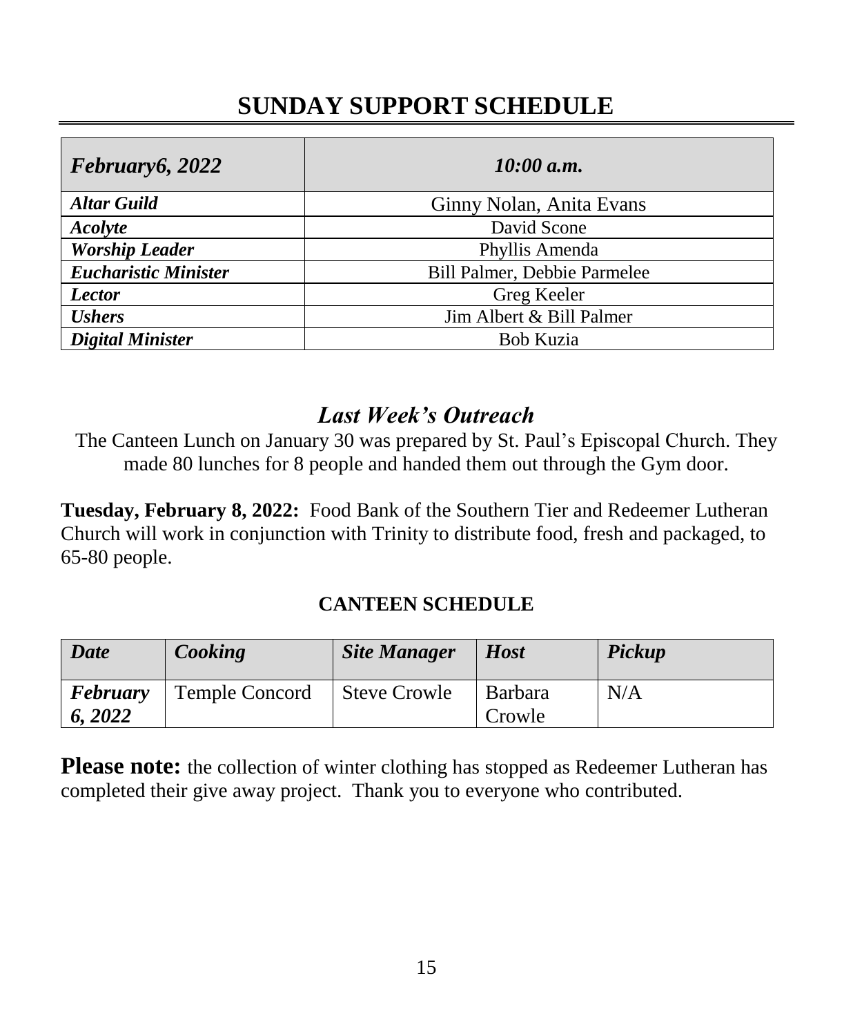# SUNDAY SUPPORT SCHEDULE

| ***February6, 2022*** | ***10:00 a.m.*** |
|---|---|
| ***Altar Guild*** | Ginny Nolan, Anita Evans |
| ***Acolyte*** | David Scone |
| ***Worship Leader*** | Phyllis Amenda |
| ***Eucharistic Minister*** | Bill Palmer, Debbie Parmelee |
| ***Lector*** | Greg Keeler |
| ***Ushers*** | Jim Albert & Bill Palmer |
| ***Digital Minister*** | Bob Kuzia |

## *Last Week's Outreach*

The Canteen Lunch on January 30 was prepared by St. Paul's Episcopal Church. They made 80 lunches for 8 people and handed them out through the Gym door.

**Tuesday, February 8, 2022:** Food Bank of the Southern Tier and Redeemer Lutheran Church will work in conjunction with Trinity to distribute food, fresh and packaged, to 65-80 people.

### CANTEEN SCHEDULE

| ***Date*** | ***Cooking*** | ***Site Manager*** | ***Host*** | ***Pickup*** |
|---|---|---|---|---|
| ***February 6, 2022*** | Temple Concord | Steve Crowle | Barbara Crowle | N/A |

**Please note:** the collection of winter clothing has stopped as Redeemer Lutheran has completed their give away project. Thank you to everyone who contributed.